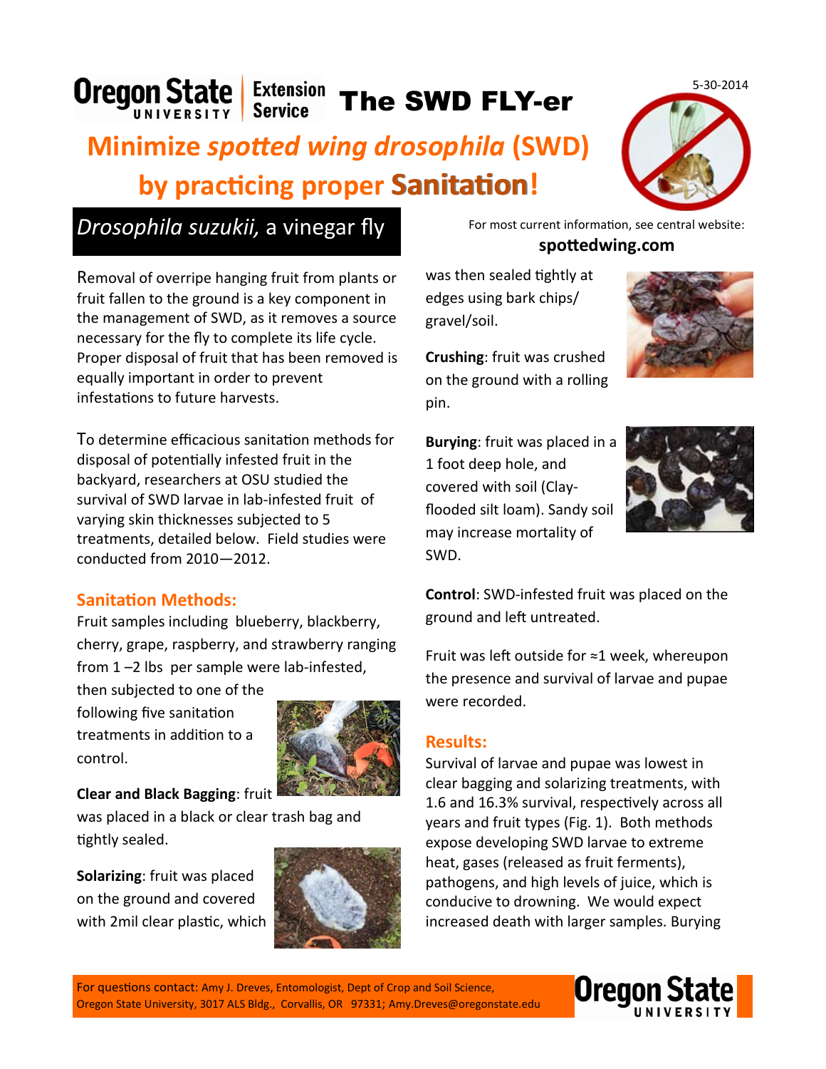# The SWD FLY-er

5-30-2014

## Minimize *spotted wing drosophila* (SWD) by practicing proper **Sanitation**!

For most current information, see central website: **spottedwing.com**

### *Drosophila suzukii,* a vinegar fly

Removal of overripe hanging fruit from plants or fruit fallen to the ground is a key component in the management of SWD, as it removes a source necessary for the fly to complete its life cycle. Proper disposal of fruit that has been removed is equally important in order to prevent infestations to future harvests.

To determine efficacious sanitation methods for disposal of potentially infested fruit in the backyard, researchers at OSU studied the survival of SWD larvae in lab-infested fruit of varying skin thicknesses subjected to 5 treatments, detailed below. Field studies were conducted from 2010—2012.

### Sanitation Methods:

Fruit samples including blueberry, blackberry, cherry, grape, raspberry, and strawberry ranging from 1 –2 lbs per sample were lab-infested, then subjected to one of the following five sanitation treatments in addition to a control.

**Clear and Black Bagging**: fruit was placed in a black or clear trash bag and tightly sealed.

**Solarizing**: fruit was placed on the ground and covered with 2mil clear plastic, which was then sealed tightly at edges using bark chips/ gravel/soil.

**Crushing**: fruit was crushed on the ground with a rolling pin.

**Burying**: fruit was placed in a 1 foot deep hole, and covered with soil (Clay-flooded silt loam). Sandy soil may increase mortality of SWD.

**Control**: SWD-infested fruit was placed on the ground and left untreated.

Fruit was left outside for ≈1 week, whereupon the presence and survival of larvae and pupae were recorded.

### Results:

Survival of larvae and pupae was lowest in clear bagging and solarizing treatments, with 1.6 and 16.3% survival, respectively across all years and fruit types (Fig. 1). Both methods expose developing SWD larvae to extreme heat, gases (released as fruit ferments), pathogens, and high levels of juice, which is conducive to drowning. We would expect increased death with larger samples. Burying

For questions contact: Amy J. Dreves, Entomologist, Dept of Crop and Soil Science, Oregon State University, 3017 ALS Bldg., Corvallis, OR 97331; Amy.Dreves@oregonstate.edu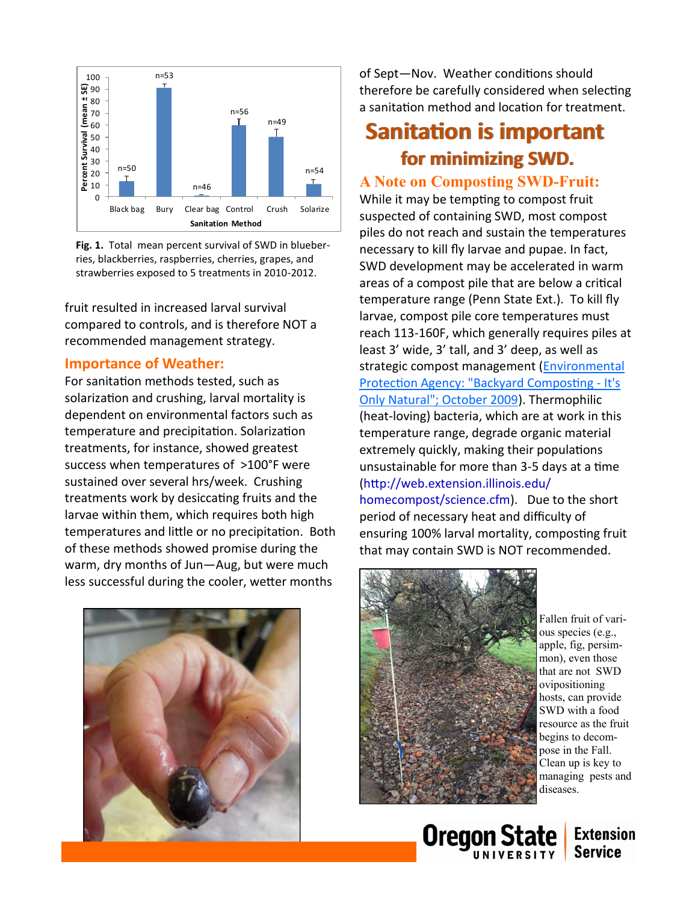100
90
80
70
60
50
40
30
20
10
0

Percent Survival (mean ± SE)

n=50
n=53
n=46
n=56
n=49
n=54

Black bag
Bury
Clear bag
Control
Crush
Solarize

Sanitation Method

**Fig. 1.** Total mean percent survival of SWD in blueberries, blackberries, raspberries, cherries, grapes, and strawberries exposed to 5 treatments in 2010-2012.

fruit resulted in increased larval survival compared to controls, and is therefore NOT a recommended management strategy.

## Importance of Weather:

For sanitation methods tested, such as solarization and crushing, larval mortality is dependent on environmental factors such as temperature and precipitation. Solarization treatments, for instance, showed greatest success when temperatures of >100°F were sustained over several hrs/week. Crushing treatments work by desiccating fruits and the larvae within them, which requires both high temperatures and little or no precipitation. Both of these methods showed promise during the warm, dry months of Jun—Aug, but were much less successful during the cooler, wetter months of Sept—Nov. Weather conditions should therefore be carefully considered when selecting a sanitation method and location for treatment.

# Sanitation is important for minimizing SWD.

## A Note on Composting SWD-Fruit:

While it may be tempting to compost fruit suspected of containing SWD, most compost piles do not reach and sustain the temperatures necessary to kill fly larvae and pupae. In fact, SWD development may be accelerated in warm areas of a compost pile that are below a critical temperature range (Penn State Ext.). To kill fly larvae, compost pile core temperatures must reach 113-160F, which generally requires piles at least 3' wide, 3' tall, and 3' deep, as well as strategic compost management (Environmental Protection Agency: "Backyard Composting - It's Only Natural"; October 2009). Thermophilic (heat-loving) bacteria, which are at work in this temperature range, degrade organic material extremely quickly, making their populations unsustainable for more than 3-5 days at a time (http://web.extension.illinois.edu/homecompost/science.cfm). Due to the short period of necessary heat and difficulty of ensuring 100% larval mortality, composting fruit that may contain SWD is NOT recommended.

Fallen fruit of various species (e.g., apple, fig, persimmon), even those that are not SWD ovipositioning hosts, can provide SWD with a food resource as the fruit begins to decompose in the Fall. Clean up is key to managing pests and diseases.

Oregon State University Extension Service